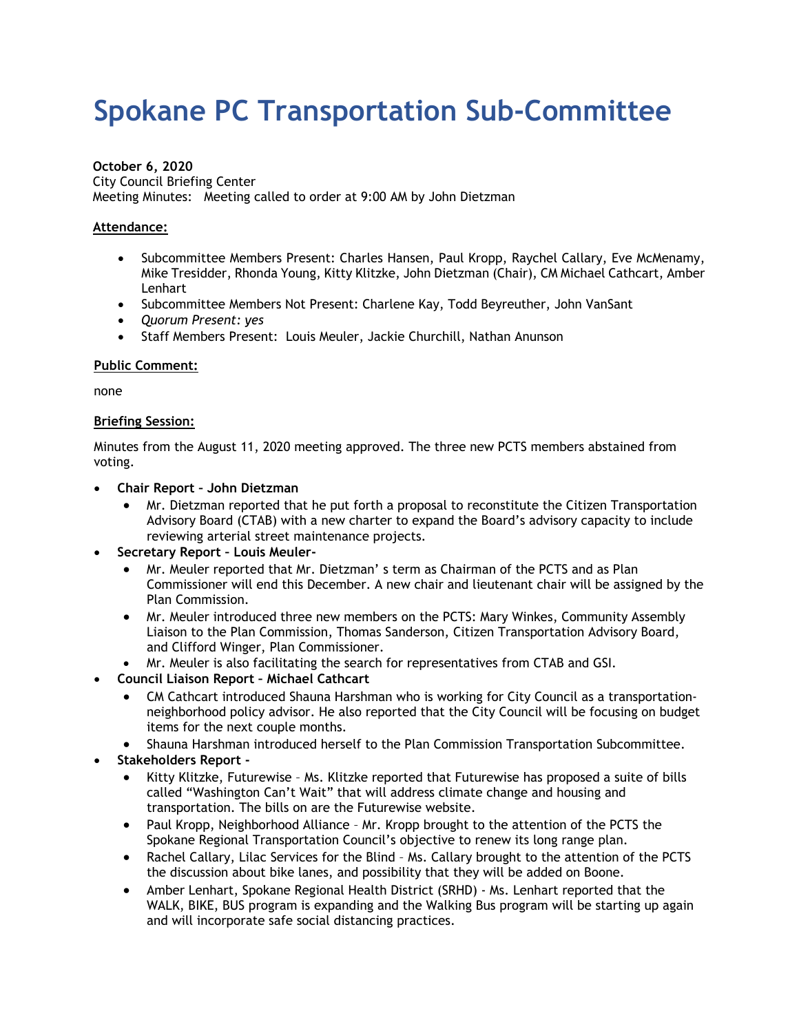# Spokane PC Transportation Sub-Committee

**October 6, 2020**
City Council Briefing Center
Meeting Minutes: Meeting called to order at 9:00 AM by John Dietzman

**Attendance:**

- Subcommittee Members Present: Charles Hansen, Paul Kropp, Raychel Callary, Eve McMenamy, Mike Tresidder, Rhonda Young, Kitty Klitzke, John Dietzman (Chair), CM Michael Cathcart, Amber Lenhart
- Subcommittee Members Not Present: Charlene Kay, Todd Beyreuther, John VanSant
- *Quorum Present: yes*
- Staff Members Present: Louis Meuler, Jackie Churchill, Nathan Anunson

**Public Comment:**

none

**Briefing Session:**

Minutes from the August 11, 2020 meeting approved. The three new PCTS members abstained from voting.

- **Chair Report – John Dietzman**
  - Mr. Dietzman reported that he put forth a proposal to reconstitute the Citizen Transportation Advisory Board (CTAB) with a new charter to expand the Board's advisory capacity to include reviewing arterial street maintenance projects.
- **Secretary Report – Louis Meuler-**
  - Mr. Meuler reported that Mr. Dietzman' s term as Chairman of the PCTS and as Plan Commissioner will end this December. A new chair and lieutenant chair will be assigned by the Plan Commission.
  - Mr. Meuler introduced three new members on the PCTS: Mary Winkes, Community Assembly Liaison to the Plan Commission, Thomas Sanderson, Citizen Transportation Advisory Board, and Clifford Winger, Plan Commissioner.
  - Mr. Meuler is also facilitating the search for representatives from CTAB and GSI.
- **Council Liaison Report – Michael Cathcart**
  - CM Cathcart introduced Shauna Harshman who is working for City Council as a transportation-neighborhood policy advisor. He also reported that the City Council will be focusing on budget items for the next couple months.
  - Shauna Harshman introduced herself to the Plan Commission Transportation Subcommittee.
- **Stakeholders Report -**
  - Kitty Klitzke, Futurewise – Ms. Klitzke reported that Futurewise has proposed a suite of bills called "Washington Can't Wait" that will address climate change and housing and transportation. The bills on are the Futurewise website.
  - Paul Kropp, Neighborhood Alliance – Mr. Kropp brought to the attention of the PCTS the Spokane Regional Transportation Council's objective to renew its long range plan.
  - Rachel Callary, Lilac Services for the Blind – Ms. Callary brought to the attention of the PCTS the discussion about bike lanes, and possibility that they will be added on Boone.
  - Amber Lenhart, Spokane Regional Health District (SRHD) - Ms. Lenhart reported that the WALK, BIKE, BUS program is expanding and the Walking Bus program will be starting up again and will incorporate safe social distancing practices.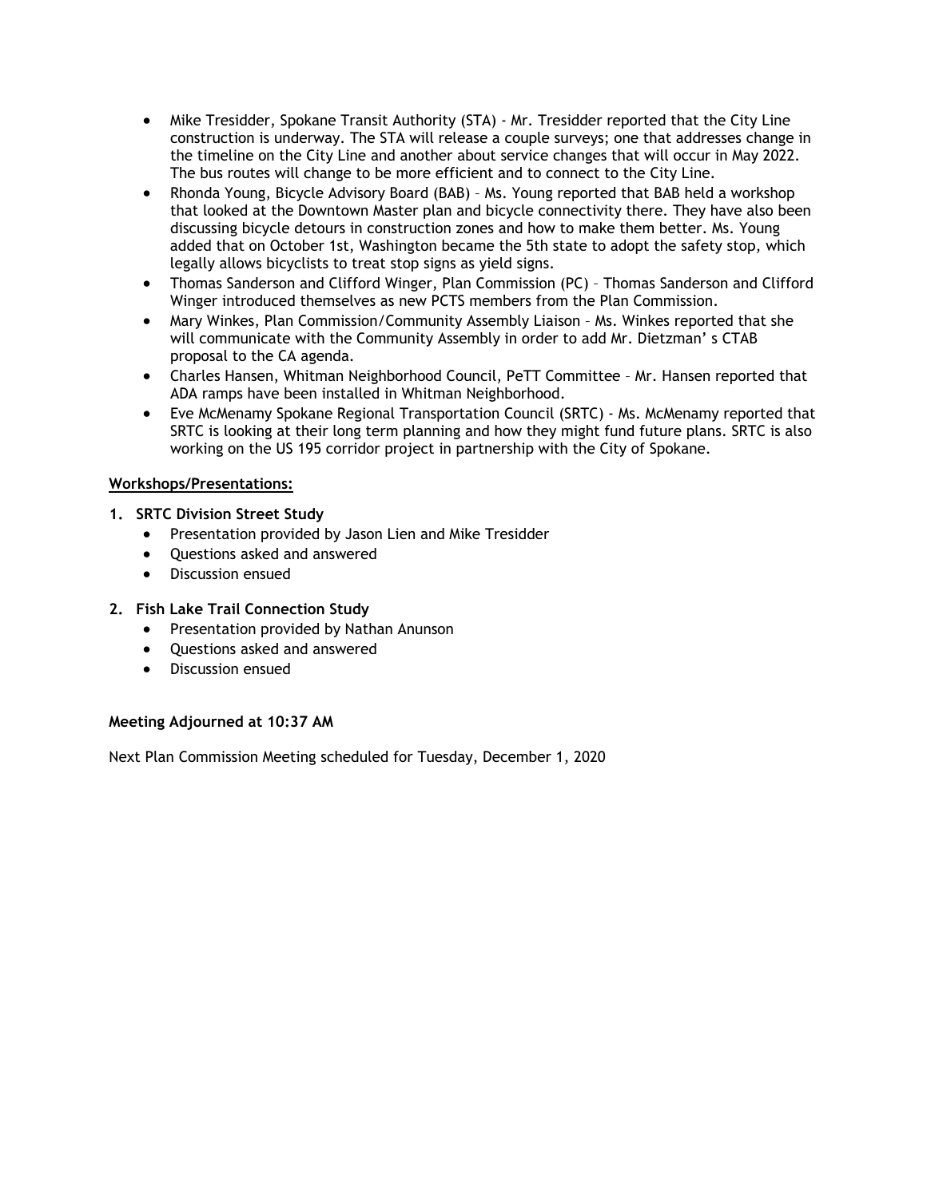- Mike Tresidder, Spokane Transit Authority (STA) - Mr. Tresidder reported that the City Line construction is underway. The STA will release a couple surveys; one that addresses change in the timeline on the City Line and another about service changes that will occur in May 2022. The bus routes will change to be more efficient and to connect to the City Line.
- Rhonda Young, Bicycle Advisory Board (BAB) – Ms. Young reported that BAB held a workshop that looked at the Downtown Master plan and bicycle connectivity there. They have also been discussing bicycle detours in construction zones and how to make them better. Ms. Young added that on October 1st, Washington became the 5th state to adopt the safety stop, which legally allows bicyclists to treat stop signs as yield signs.
- Thomas Sanderson and Clifford Winger, Plan Commission (PC) – Thomas Sanderson and Clifford Winger introduced themselves as new PCTS members from the Plan Commission.
- Mary Winkes, Plan Commission/Community Assembly Liaison – Ms. Winkes reported that she will communicate with the Community Assembly in order to add Mr. Dietzman' s CTAB proposal to the CA agenda.
- Charles Hansen, Whitman Neighborhood Council, PeTT Committee – Mr. Hansen reported that ADA ramps have been installed in Whitman Neighborhood.
- Eve McMenamy Spokane Regional Transportation Council (SRTC) - Ms. McMenamy reported that SRTC is looking at their long term planning and how they might fund future plans. SRTC is also working on the US 195 corridor project in partnership with the City of Spokane.

**Workshops/Presentations:**

1. **SRTC Division Street Study**
   - Presentation provided by Jason Lien and Mike Tresidder
   - Questions asked and answered
   - Discussion ensued
2. **Fish Lake Trail Connection Study**
   - Presentation provided by Nathan Anunson
   - Questions asked and answered
   - Discussion ensued

**Meeting Adjourned at 10:37 AM**

Next Plan Commission Meeting scheduled for Tuesday, December 1, 2020